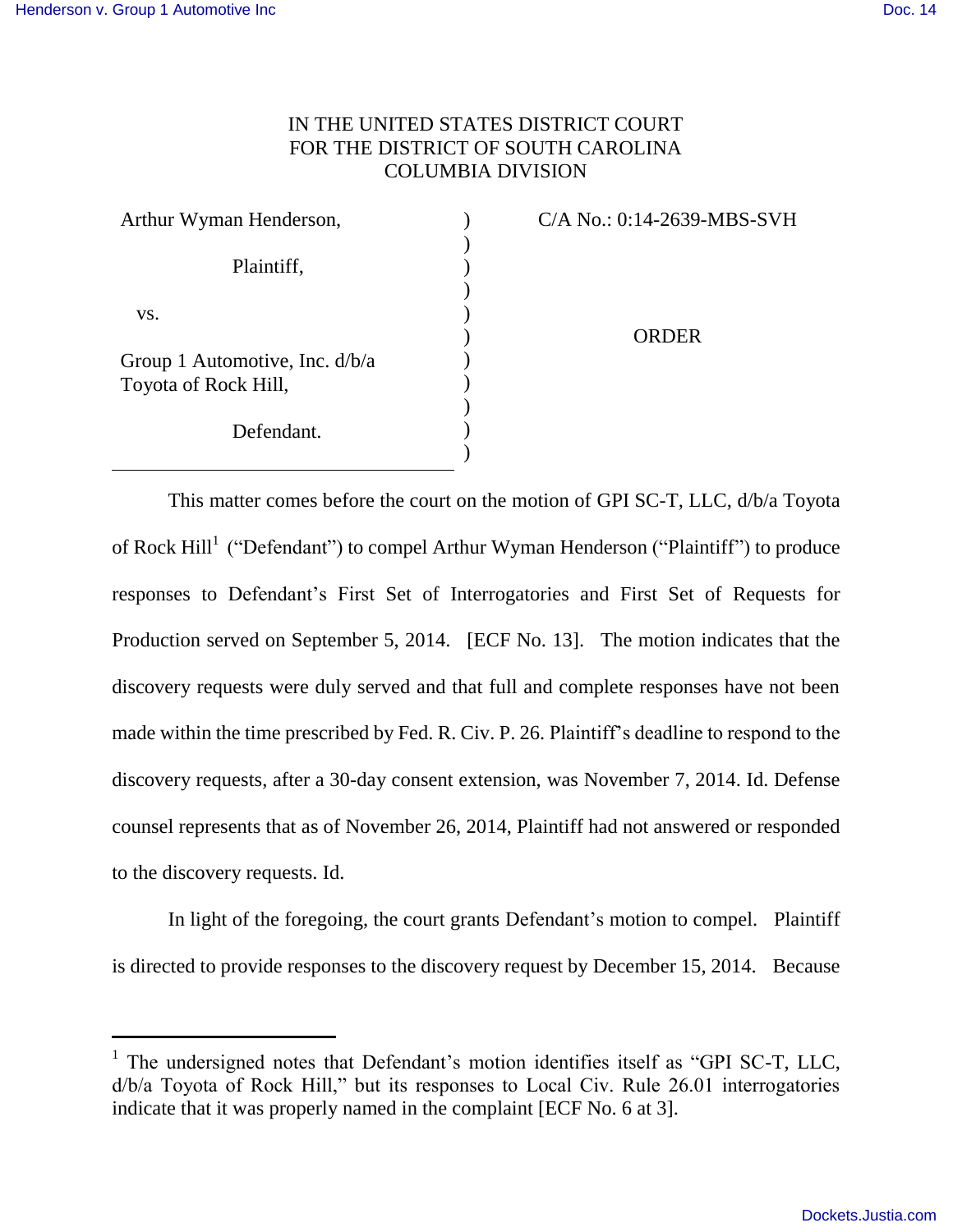IN THE UNITED STATES DISTRICT COURT
FOR THE DISTRICT OF SOUTH CAROLINA
COLUMBIA DIVISION

| | | |
|---|---|---|
| Arthur Wyman Henderson,<br><br>Plaintiff,<br><br>vs.<br><br>Group 1 Automotive, Inc. d/b/a Toyota of Rock Hill,<br><br>Defendant. | ) | C/A No.: 0:14-2639-MBS-SVH<br><br><br><br>ORDER |

This matter comes before the court on the motion of GPI SC-T, LLC, d/b/a Toyota of Rock Hill[1] ("Defendant") to compel Arthur Wyman Henderson ("Plaintiff") to produce responses to Defendant's First Set of Interrogatories and First Set of Requests for Production served on September 5, 2014. [ECF No. 13]. The motion indicates that the discovery requests were duly served and that full and complete responses have not been made within the time prescribed by Fed. R. Civ. P. 26. Plaintiff's deadline to respond to the discovery requests, after a 30-day consent extension, was November 7, 2014. Id. Defense counsel represents that as of November 26, 2014, Plaintiff had not answered or responded to the discovery requests. Id.

In light of the foregoing, the court grants Defendant's motion to compel. Plaintiff is directed to provide responses to the discovery request by December 15, 2014. Because

[1] The undersigned notes that Defendant's motion identifies itself as "GPI SC-T, LLC, d/b/a Toyota of Rock Hill," but its responses to Local Civ. Rule 26.01 interrogatories indicate that it was properly named in the complaint [ECF No. 6 at 3].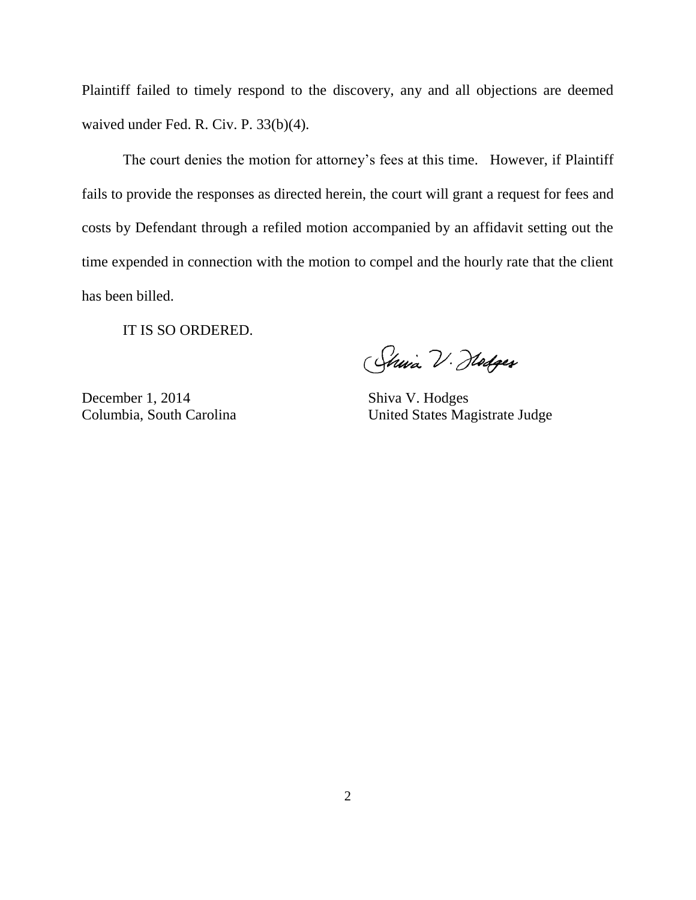Plaintiff failed to timely respond to the discovery, any and all objections are deemed waived under Fed. R. Civ. P. 33(b)(4).

The court denies the motion for attorney's fees at this time. However, if Plaintiff fails to provide the responses as directed herein, the court will grant a request for fees and costs by Defendant through a refiled motion accompanied by an affidavit setting out the time expended in connection with the motion to compel and the hourly rate that the client has been billed.

IT IS SO ORDERED.

December 1, 2014
Columbia, South Carolina

Shiva V. Hodges
United States Magistrate Judge